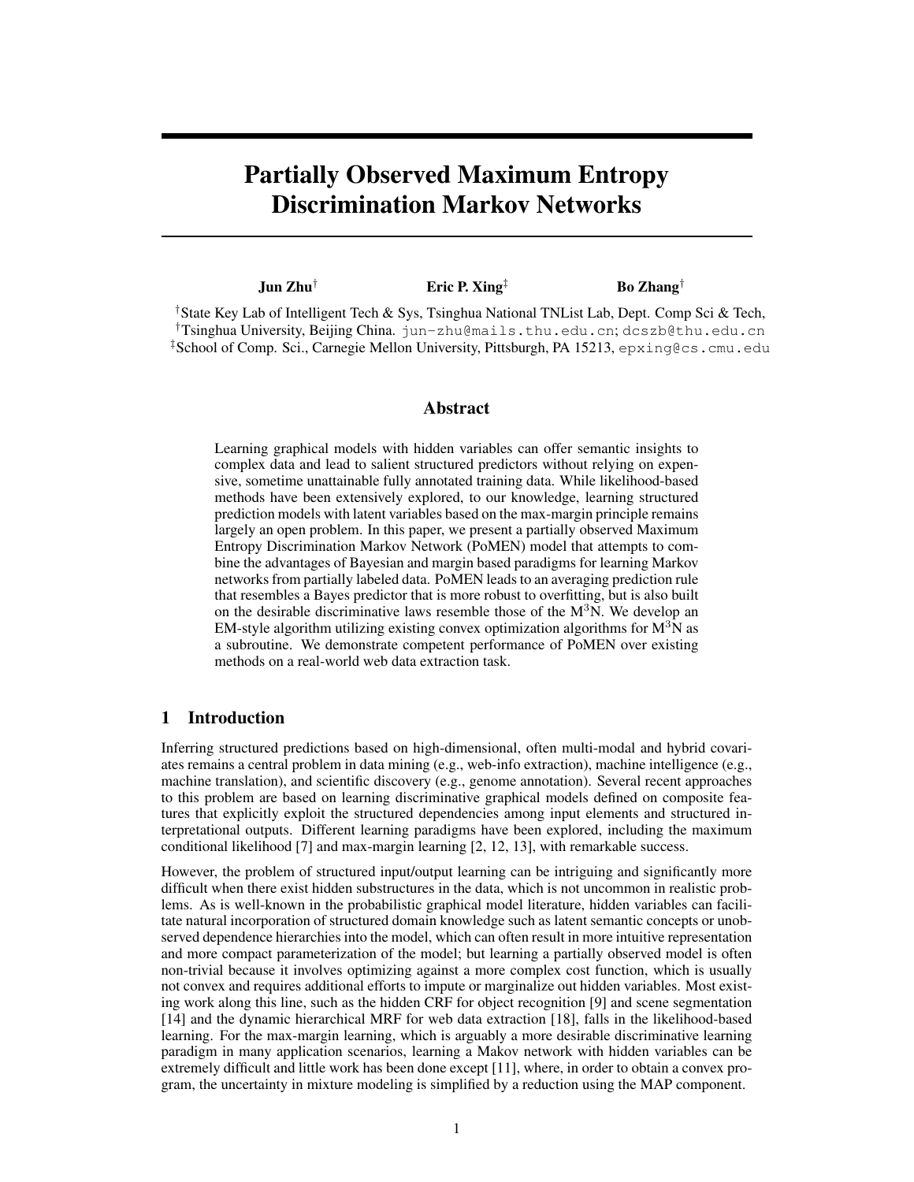# Partially Observed Maximum Entropy Discrimination Markov Networks

**Jun Zhu**[†] **Eric P. Xing**[‡] **Bo Zhang**[†]

[†]State Key Lab of Intelligent Tech & Sys, Tsinghua National TNList Lab, Dept. Comp Sci & Tech,
[†]Tsinghua University, Beijing China. jun-zhu@mails.thu.edu.cn; dcszb@thu.edu.cn
[‡]School of Comp. Sci., Carnegie Mellon University, Pittsburgh, PA 15213, epxing@cs.cmu.edu

## Abstract

Learning graphical models with hidden variables can offer semantic insights to complex data and lead to salient structured predictors without relying on expensive, sometime unattainable fully annotated training data. While likelihood-based methods have been extensively explored, to our knowledge, learning structured prediction models with latent variables based on the max-margin principle remains largely an open problem. In this paper, we present a partially observed Maximum Entropy Discrimination Markov Network (PoMEN) model that attempts to combine the advantages of Bayesian and margin based paradigms for learning Markov networks from partially labeled data. PoMEN leads to an averaging prediction rule that resembles a Bayes predictor that is more robust to overfitting, but is also built on the desirable discriminative laws resemble those of the $\mathrm{M}^3\mathrm{N}$. We develop an EM-style algorithm utilizing existing convex optimization algorithms for $\mathrm{M}^3\mathrm{N}$ as a subroutine. We demonstrate competent performance of PoMEN over existing methods on a real-world web data extraction task.

## 1 Introduction

Inferring structured predictions based on high-dimensional, often multi-modal and hybrid covariates remains a central problem in data mining (e.g., web-info extraction), machine intelligence (e.g., machine translation), and scientific discovery (e.g., genome annotation). Several recent approaches to this problem are based on learning discriminative graphical models defined on composite features that explicitly exploit the structured dependencies among input elements and structured interpretational outputs. Different learning paradigms have been explored, including the maximum conditional likelihood [7] and max-margin learning [2, 12, 13], with remarkable success.

However, the problem of structured input/output learning can be intriguing and significantly more difficult when there exist hidden substructures in the data, which is not uncommon in realistic problems. As is well-known in the probabilistic graphical model literature, hidden variables can facilitate natural incorporation of structured domain knowledge such as latent semantic concepts or unobserved dependence hierarchies into the model, which can often result in more intuitive representation and more compact parameterization of the model; but learning a partially observed model is often non-trivial because it involves optimizing against a more complex cost function, which is usually not convex and requires additional efforts to impute or marginalize out hidden variables. Most existing work along this line, such as the hidden CRF for object recognition [9] and scene segmentation [14] and the dynamic hierarchical MRF for web data extraction [18], falls in the likelihood-based learning. For the max-margin learning, which is arguably a more desirable discriminative learning paradigm in many application scenarios, learning a Makov network with hidden variables can be extremely difficult and little work has been done except [11], where, in order to obtain a convex program, the uncertainty in mixture modeling is simplified by a reduction using the MAP component.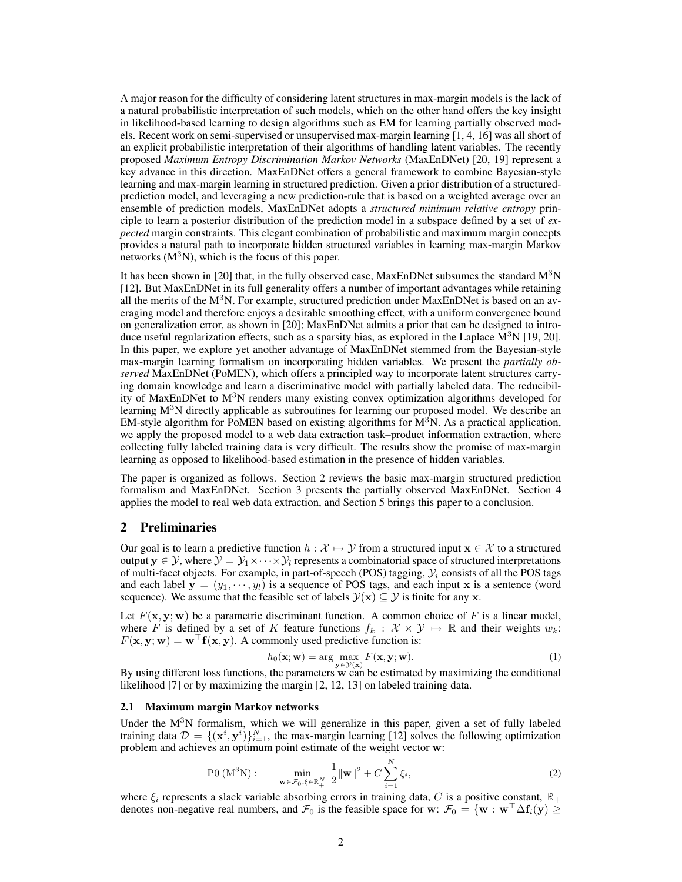A major reason for the difficulty of considering latent structures in max-margin models is the lack of a natural probabilistic interpretation of such models, which on the other hand offers the key insight in likelihood-based learning to design algorithms such as EM for learning partially observed models. Recent work on semi-supervised or unsupervised max-margin learning [1, 4, 16] was all short of an explicit probabilistic interpretation of their algorithms of handling latent variables. The recently proposed *Maximum Entropy Discrimination Markov Networks* (MaxEnDNet) [20, 19] represent a key advance in this direction. MaxEnDNet offers a general framework to combine Bayesian-style learning and max-margin learning in structured prediction. Given a prior distribution of a structured-prediction model, and leveraging a new prediction-rule that is based on a weighted average over an ensemble of prediction models, MaxEnDNet adopts a *structured minimum relative entropy* principle to learn a posterior distribution of the prediction model in a subspace defined by a set of *expected* margin constraints. This elegant combination of probabilistic and maximum margin concepts provides a natural path to incorporate hidden structured variables in learning max-margin Markov networks ($\mathrm{M}^3\mathrm{N}$), which is the focus of this paper.

It has been shown in [20] that, in the fully observed case, MaxEnDNet subsumes the standard $\mathrm{M}^3\mathrm{N}$ [12]. But MaxEnDNet in its full generality offers a number of important advantages while retaining all the merits of the $\mathrm{M}^3\mathrm{N}$. For example, structured prediction under MaxEnDNet is based on an averaging model and therefore enjoys a desirable smoothing effect, with a uniform convergence bound on generalization error, as shown in [20]; MaxEnDNet admits a prior that can be designed to introduce useful regularization effects, such as a sparsity bias, as explored in the Laplace $\mathrm{M}^3\mathrm{N}$ [19, 20]. In this paper, we explore yet another advantage of MaxEnDNet stemmed from the Bayesian-style max-margin learning formalism on incorporating hidden variables. We present the *partially observed* MaxEnDNet (PoMEN), which offers a principled way to incorporate latent structures carrying domain knowledge and learn a discriminative model with partially labeled data. The reducibility of MaxEnDNet to $\mathrm{M}^3\mathrm{N}$ renders many existing convex optimization algorithms developed for learning $\mathrm{M}^3\mathrm{N}$ directly applicable as subroutines for learning our proposed model. We describe an EM-style algorithm for PoMEN based on existing algorithms for $\mathrm{M}^3\mathrm{N}$. As a practical application, we apply the proposed model to a web data extraction task–product information extraction, where collecting fully labeled training data is very difficult. The results show the promise of max-margin learning as opposed to likelihood-based estimation in the presence of hidden variables.

The paper is organized as follows. Section 2 reviews the basic max-margin structured prediction formalism and MaxEnDNet. Section 3 presents the partially observed MaxEnDNet. Section 4 applies the model to real web data extraction, and Section 5 brings this paper to a conclusion.

## 2 Preliminaries

Our goal is to learn a predictive function $h : \mathcal{X} \mapsto \mathcal{Y}$ from a structured input $\mathbf{x} \in \mathcal{X}$ to a structured output $\mathbf{y} \in \mathcal{Y}$, where $\mathcal{Y} = \mathcal{Y}_1 \times \cdots \times \mathcal{Y}_l$ represents a combinatorial space of structured interpretations of multi-facet objects. For example, in part-of-speech (POS) tagging, $\mathcal{Y}_i$ consists of all the POS tags and each label $\mathbf{y} = (y_1, \cdots, y_l)$ is a sequence of POS tags, and each input $\mathbf{x}$ is a sentence (word sequence). We assume that the feasible set of labels $\mathcal{Y}(\mathbf{x}) \subseteq \mathcal{Y}$ is finite for any $\mathbf{x}$.

Let $F(\mathbf{x}, \mathbf{y}; \mathbf{w})$ be a parametric discriminant function. A common choice of $F$ is a linear model, where $F$ is defined by a set of $K$ feature functions $f_k : \mathcal{X} \times \mathcal{Y} \mapsto \mathbb{R}$ and their weights $w_k$: $F(\mathbf{x}, \mathbf{y}; \mathbf{w}) = \mathbf{w}^\top \mathbf{f}(\mathbf{x}, \mathbf{y})$. A commonly used predictive function is:

$$h_0(\mathbf{x}; \mathbf{w}) = \arg \max_{\mathbf{y} \in \mathcal{Y}(\mathbf{x})} F(\mathbf{x}, \mathbf{y}; \mathbf{w}). \tag{1}$$

By using different loss functions, the parameters $\mathbf{w}$ can be estimated by maximizing the conditional likelihood [7] or by maximizing the margin [2, 12, 13] on labeled training data.

### 2.1 Maximum margin Markov networks

Under the $\mathrm{M}^3\mathrm{N}$ formalism, which we will generalize in this paper, given a set of fully labeled training data $\mathcal{D} = \{(\mathbf{x}^i, \mathbf{y}^i)\}_{i=1}^N$, the max-margin learning [12] solves the following optimization problem and achieves an optimum point estimate of the weight vector $\mathbf{w}$:

$$\mathrm{P0}\ (\mathrm{M}^3\mathrm{N}) : \quad \min_{\mathbf{w} \in \mathcal{F}_0, \xi \in \mathbb{R}_+^N} \ \frac{1}{2}\|\mathbf{w}\|^2 + C \sum_{i=1}^N \xi_i, \tag{2}$$

where $\xi_i$ represents a slack variable absorbing errors in training data, $C$ is a positive constant, $\mathbb{R}_+$ denotes non-negative real numbers, and $\mathcal{F}_0$ is the feasible space for $\mathbf{w}$: $\mathcal{F}_0 = \{\mathbf{w} : \mathbf{w}^\top \Delta \mathbf{f}_i(\mathbf{y}) \geq$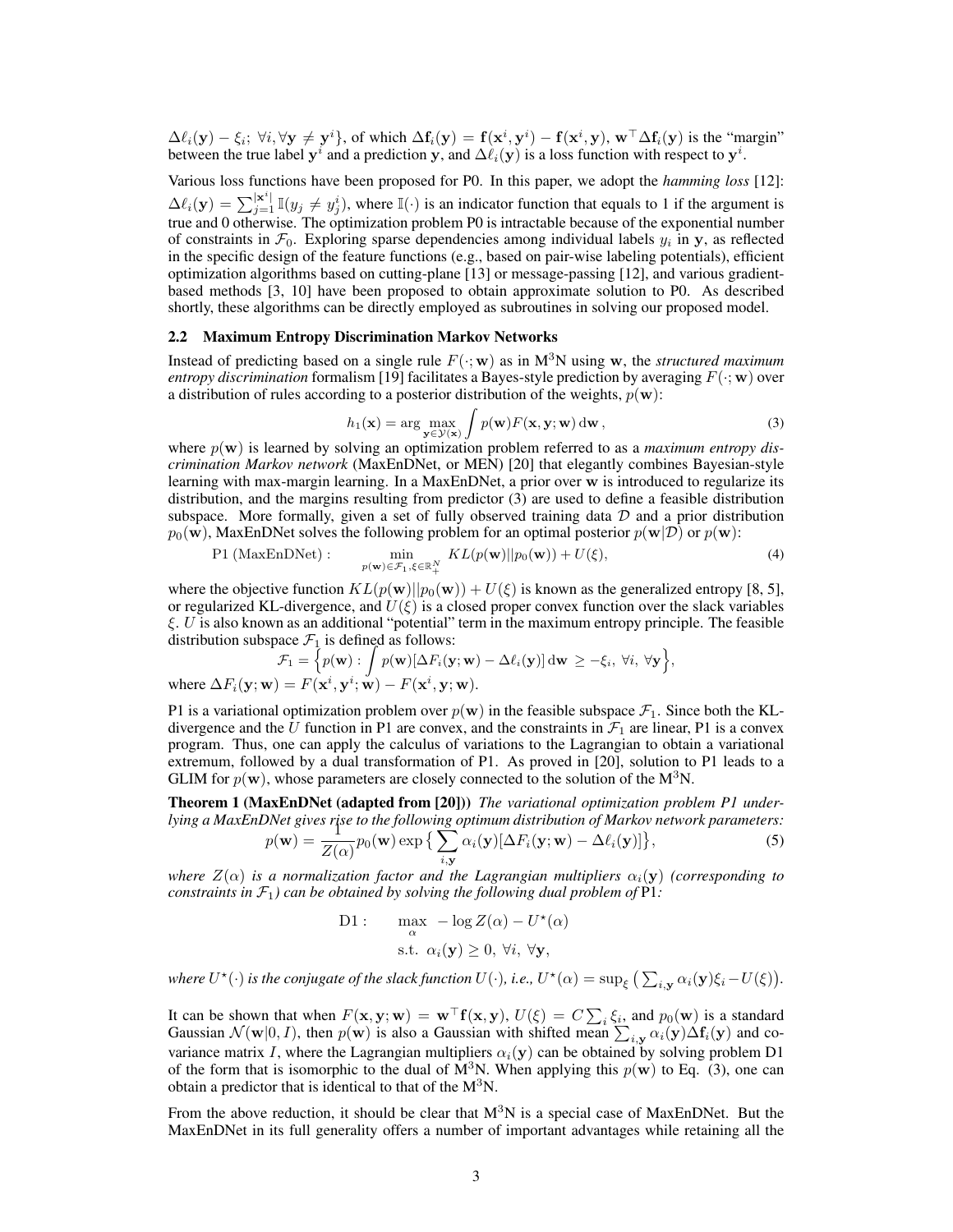$\Delta\ell_i(\mathbf{y}) - \xi_i;\ \forall i, \forall \mathbf{y} \neq \mathbf{y}^i\}$, of which $\Delta\mathbf{f}_i(\mathbf{y}) = \mathbf{f}(\mathbf{x}^i, \mathbf{y}^i) - \mathbf{f}(\mathbf{x}^i, \mathbf{y})$, $\mathbf{w}^\top \Delta\mathbf{f}_i(\mathbf{y})$ is the "margin" between the true label $\mathbf{y}^i$ and a prediction $\mathbf{y}$, and $\Delta\ell_i(\mathbf{y})$ is a loss function with respect to $\mathbf{y}^i$.

Various loss functions have been proposed for P0. In this paper, we adopt the *hamming loss* [12]: $\Delta\ell_i(\mathbf{y}) = \sum_{j=1}^{|\mathbf{x}^i|} \mathbb{I}(y_j \neq y_j^i)$, where $\mathbb{I}(\cdot)$ is an indicator function that equals to 1 if the argument is true and 0 otherwise. The optimization problem P0 is intractable because of the exponential number of constraints in $\mathcal{F}_0$. Exploring sparse dependencies among individual labels $y_i$ in $\mathbf{y}$, as reflected in the specific design of the feature functions (e.g., based on pair-wise labeling potentials), efficient optimization algorithms based on cutting-plane [13] or message-passing [12], and various gradient-based methods [3, 10] have been proposed to obtain approximate solution to P0. As described shortly, these algorithms can be directly employed as subroutines in solving our proposed model.

### 2.2 Maximum Entropy Discrimination Markov Networks

Instead of predicting based on a single rule $F(\cdot; \mathbf{w})$ as in M$^3$N using $\mathbf{w}$, the *structured maximum entropy discrimination* formalism [19] facilitates a Bayes-style prediction by averaging $F(\cdot; \mathbf{w})$ over a distribution of rules according to a posterior distribution of the weights, $p(\mathbf{w})$:

$$h_1(\mathbf{x}) = \arg\max_{\mathbf{y} \in \mathcal{Y}(\mathbf{x})} \int p(\mathbf{w}) F(\mathbf{x}, \mathbf{y}; \mathbf{w})\, \mathrm{d}\mathbf{w}\,, \tag{3}$$

where $p(\mathbf{w})$ is learned by solving an optimization problem referred to as a *maximum entropy discrimination Markov network* (MaxEnDNet, or MEN) [20] that elegantly combines Bayesian-style learning with max-margin learning. In a MaxEnDNet, a prior over $\mathbf{w}$ is introduced to regularize its distribution, and the margins resulting from predictor (3) are used to define a feasible distribution subspace. More formally, given a set of fully observed training data $\mathcal{D}$ and a prior distribution $p_0(\mathbf{w})$, MaxEnDNet solves the following problem for an optimal posterior $p(\mathbf{w}|\mathcal{D})$ or $p(\mathbf{w})$:

$$\text{P1 (MaxEnDNet)}: \quad \min_{p(\mathbf{w}) \in \mathcal{F}_1, \xi \in \mathbb{R}_+^N} KL(p(\mathbf{w})||p_0(\mathbf{w})) + U(\xi), \tag{4}$$

where the objective function $KL(p(\mathbf{w})||p_0(\mathbf{w})) + U(\xi)$ is known as the generalized entropy [8, 5], or regularized KL-divergence, and $U(\xi)$ is a closed proper convex function over the slack variables $\xi$. $U$ is also known as an additional "potential" term in the maximum entropy principle. The feasible distribution subspace $\mathcal{F}_1$ is defined as follows:

$$\mathcal{F}_1 = \Big\{ p(\mathbf{w}) : \int p(\mathbf{w}) [\Delta F_i(\mathbf{y}; \mathbf{w}) - \Delta\ell_i(\mathbf{y})]\, \mathrm{d}\mathbf{w} \ \geq -\xi_i,\ \forall i,\ \forall \mathbf{y} \Big\},$$

where $\Delta F_i(\mathbf{y}; \mathbf{w}) = F(\mathbf{x}^i, \mathbf{y}^i; \mathbf{w}) - F(\mathbf{x}^i, \mathbf{y}; \mathbf{w})$.

P1 is a variational optimization problem over $p(\mathbf{w})$ in the feasible subspace $\mathcal{F}_1$. Since both the KL-divergence and the $U$ function in P1 are convex, and the constraints in $\mathcal{F}_1$ are linear, P1 is a convex program. Thus, one can apply the calculus of variations to the Lagrangian to obtain a variational extremum, followed by a dual transformation of P1. As proved in [20], solution to P1 leads to a GLIM for $p(\mathbf{w})$, whose parameters are closely connected to the solution of the M$^3$N.

**Theorem 1 (MaxEnDNet (adapted from [20]))** *The variational optimization problem P1 underlying a MaxEnDNet gives rise to the following optimum distribution of Markov network parameters:*

$$p(\mathbf{w}) = \frac{1}{Z(\alpha)} p_0(\mathbf{w}) \exp\big\{ \sum_{i,\mathbf{y}} \alpha_i(\mathbf{y}) [\Delta F_i(\mathbf{y}; \mathbf{w}) - \Delta\ell_i(\mathbf{y})] \big\}, \tag{5}$$

*where $Z(\alpha)$ is a normalization factor and the Lagrangian multipliers $\alpha_i(\mathbf{y})$ (corresponding to constraints in $\mathcal{F}_1$) can be obtained by solving the following dual problem of* P1*:*

$$\begin{aligned} \text{D1}: \quad & \max_{\alpha}\ -\log Z(\alpha) - U^\star(\alpha) \\ & \text{s.t.}\ \alpha_i(\mathbf{y}) \geq 0,\ \forall i,\ \forall \mathbf{y}, \end{aligned}$$

*where $U^\star(\cdot)$ is the conjugate of the slack function $U(\cdot)$, i.e., $U^\star(\alpha) = \sup_\xi \big( \sum_{i,\mathbf{y}} \alpha_i(\mathbf{y}) \xi_i - U(\xi) \big)$.*

It can be shown that when $F(\mathbf{x}, \mathbf{y}; \mathbf{w}) = \mathbf{w}^\top \mathbf{f}(\mathbf{x}, \mathbf{y})$, $U(\xi) = C \sum_i \xi_i$, and $p_0(\mathbf{w})$ is a standard Gaussian $\mathcal{N}(\mathbf{w}|0, I)$, then $p(\mathbf{w})$ is also a Gaussian with shifted mean $\sum_{i,\mathbf{y}} \alpha_i(\mathbf{y}) \Delta\mathbf{f}_i(\mathbf{y})$ and covariance matrix $I$, where the Lagrangian multipliers $\alpha_i(\mathbf{y})$ can be obtained by solving problem D1 of the form that is isomorphic to the dual of M$^3$N. When applying this $p(\mathbf{w})$ to Eq. (3), one can obtain a predictor that is identical to that of the M$^3$N.

From the above reduction, it should be clear that M$^3$N is a special case of MaxEnDNet. But the MaxEnDNet in its full generality offers a number of important advantages while retaining all the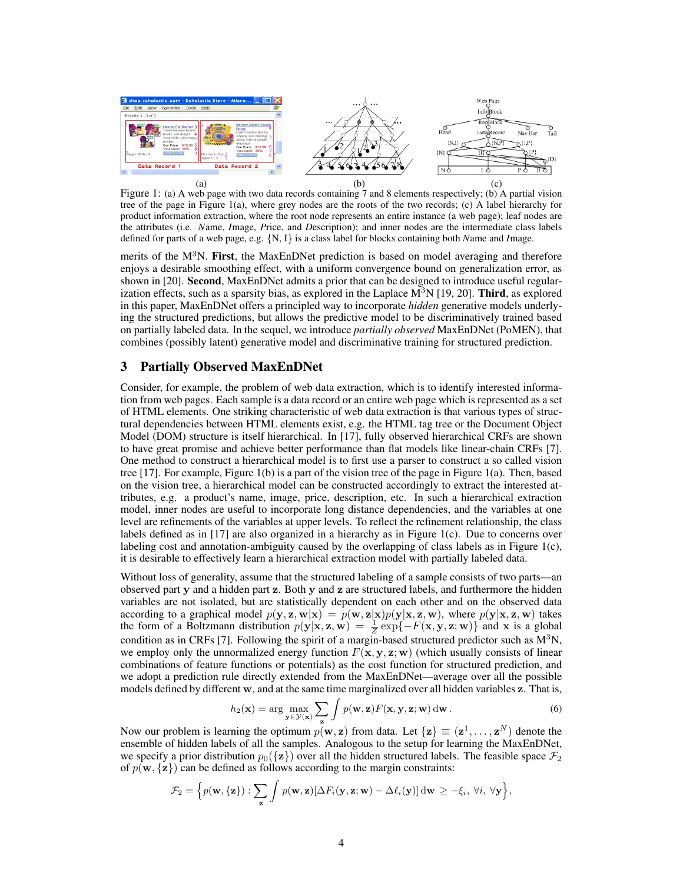Figure 1: (a) A web page with two data records containing 7 and 8 elements respectively; (b) A partial vision tree of the page in Figure 1(a), where grey nodes are the roots of the two records; (c) A label hierarchy for product information extraction, where the root node represents an entire instance (a web page); leaf nodes are the attributes (i.e. *N*ame, *I*mage, *P*rice, and *D*escription); and inner nodes are the intermediate class labels defined for parts of a web page, e.g. {N, I} is a class label for blocks containing both *N*ame and *I*mage.

merits of the M$^3$N. **First**, the MaxEnDNet prediction is based on model averaging and therefore enjoys a desirable smoothing effect, with a uniform convergence bound on generalization error, as shown in [20]. **Second**, MaxEnDNet admits a prior that can be designed to introduce useful regularization effects, such as a sparsity bias, as explored in the Laplace M$^3$N [19, 20]. **Third**, as explored in this paper, MaxEnDNet offers a principled way to incorporate *hidden* generative models underlying the structured predictions, but allows the predictive model to be discriminatively trained based on partially labeled data. In the sequel, we introduce *partially observed* MaxEnDNet (PoMEN), that combines (possibly latent) generative model and discriminative training for structured prediction.

## 3 Partially Observed MaxEnDNet

Consider, for example, the problem of web data extraction, which is to identify interested information from web pages. Each sample is a data record or an entire web page which is represented as a set of HTML elements. One striking characteristic of web data extraction is that various types of structural dependencies between HTML elements exist, e.g. the HTML tag tree or the Document Object Model (DOM) structure is itself hierarchical. In [17], fully observed hierarchical CRFs are shown to have great promise and achieve better performance than flat models like linear-chain CRFs [7]. One method to construct a hierarchical model is to first use a parser to construct a so called vision tree [17]. For example, Figure 1(b) is a part of the vision tree of the page in Figure 1(a). Then, based on the vision tree, a hierarchical model can be constructed accordingly to extract the interested attributes, e.g. a product's name, image, price, description, etc. In such a hierarchical extraction model, inner nodes are useful to incorporate long distance dependencies, and the variables at one level are refinements of the variables at upper levels. To reflect the refinement relationship, the class labels defined as in [17] are also organized in a hierarchy as in Figure 1(c). Due to concerns over labeling cost and annotation-ambiguity caused by the overlapping of class labels as in Figure 1(c), it is desirable to effectively learn a hierarchical extraction model with partially labeled data.

Without loss of generality, assume that the structured labeling of a sample consists of two parts—an observed part $\mathbf{y}$ and a hidden part $\mathbf{z}$. Both $\mathbf{y}$ and $\mathbf{z}$ are structured labels, and furthermore the hidden variables are not isolated, but are statistically dependent on each other and on the observed data according to a graphical model $p(\mathbf{y}, \mathbf{z}, \mathbf{w}|\mathbf{x}) = p(\mathbf{w}, \mathbf{z}|\mathbf{x})p(\mathbf{y}|\mathbf{x}, \mathbf{z}, \mathbf{w})$, where $p(\mathbf{y}|\mathbf{x}, \mathbf{z}, \mathbf{w})$ takes the form of a Boltzmann distribution $p(\mathbf{y}|\mathbf{x}, \mathbf{z}, \mathbf{w}) = \frac{1}{Z}\exp\{-F(\mathbf{x}, \mathbf{y}, \mathbf{z}; \mathbf{w})\}$ and $\mathbf{x}$ is a global condition as in CRFs [7]. Following the spirit of a margin-based structured predictor such as M$^3$N, we employ only the unnormalized energy function $F(\mathbf{x}, \mathbf{y}, \mathbf{z}; \mathbf{w})$ (which usually consists of linear combinations of feature functions or potentials) as the cost function for structured prediction, and we adopt a prediction rule directly extended from the MaxEnDNet—average over all the possible models defined by different $\mathbf{w}$, and at the same time marginalized over all hidden variables $\mathbf{z}$. That is,

$$h_2(\mathbf{x}) = \arg\max_{\mathbf{y} \in \mathcal{Y}(\mathbf{x})} \sum_{\mathbf{z}} \int p(\mathbf{w}, \mathbf{z}) F(\mathbf{x}, \mathbf{y}, \mathbf{z}; \mathbf{w})\, \mathrm{d}\mathbf{w}\,. \tag{6}$$

Now our problem is learning the optimum $p(\mathbf{w}, \mathbf{z})$ from data. Let $\{\mathbf{z}\} \equiv (\mathbf{z}^1, \ldots, \mathbf{z}^N)$ denote the ensemble of hidden labels of all the samples. Analogous to the setup for learning the MaxEnDNet, we specify a prior distribution $p_0(\{\mathbf{z}\})$ over all the hidden structured labels. The feasible space $\mathcal{F}_2$ of $p(\mathbf{w}, \{\mathbf{z}\})$ can be defined as follows according to the margin constraints:

$$\mathcal{F}_2 = \Big\{ p(\mathbf{w}, \{\mathbf{z}\}) : \sum_{\mathbf{z}} \int p(\mathbf{w}, \mathbf{z}) [\Delta F_i(\mathbf{y}, \mathbf{z}; \mathbf{w}) - \Delta \ell_i(\mathbf{y})]\, \mathrm{d}\mathbf{w} \ \geq -\xi_i, \ \forall i, \ \forall \mathbf{y} \Big\},$$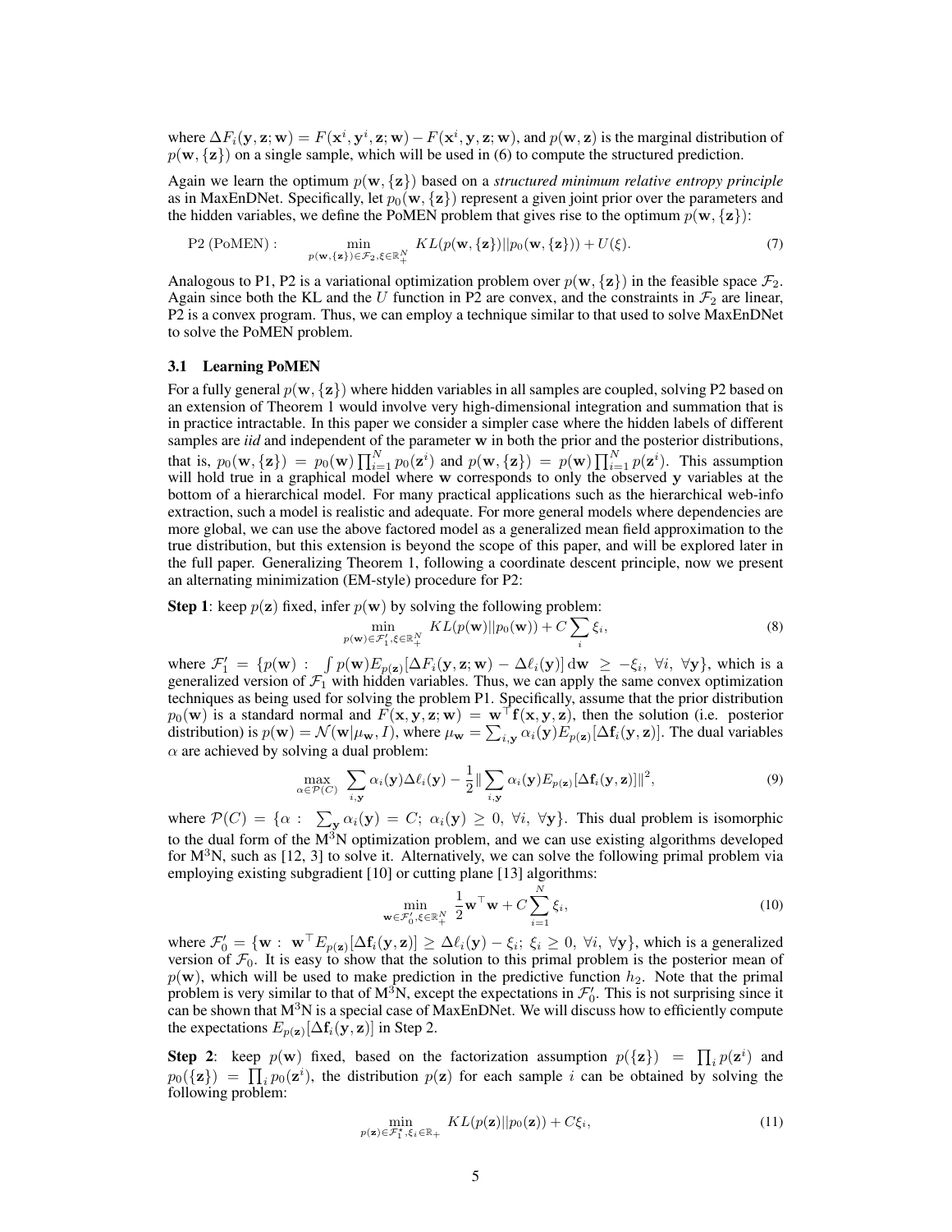where $\Delta F_i(\mathbf{y}, \mathbf{z}; \mathbf{w}) = F(\mathbf{x}^i, \mathbf{y}^i, \mathbf{z}; \mathbf{w}) - F(\mathbf{x}^i, \mathbf{y}, \mathbf{z}; \mathbf{w})$, and $p(\mathbf{w}, \mathbf{z})$ is the marginal distribution of $p(\mathbf{w}, \{\mathbf{z}\})$ on a single sample, which will be used in (6) to compute the structured prediction.

Again we learn the optimum $p(\mathbf{w}, \{\mathbf{z}\})$ based on a *structured minimum relative entropy principle* as in MaxEnDNet. Specifically, let $p_0(\mathbf{w}, \{\mathbf{z}\})$ represent a given joint prior over the parameters and the hidden variables, we define the PoMEN problem that gives rise to the optimum $p(\mathbf{w}, \{\mathbf{z}\})$:

$$\text{P2 (PoMEN)}: \quad \min_{p(\mathbf{w}, \{\mathbf{z}\}) \in \mathcal{F}_2, \xi \in \mathbb{R}_+^N} KL(p(\mathbf{w}, \{\mathbf{z}\}) || p_0(\mathbf{w}, \{\mathbf{z}\})) + U(\xi). \tag{7}$$

Analogous to P1, P2 is a variational optimization problem over $p(\mathbf{w}, \{\mathbf{z}\})$ in the feasible space $\mathcal{F}_2$. Again since both the KL and the $U$ function in P2 are convex, and the constraints in $\mathcal{F}_2$ are linear, P2 is a convex program. Thus, we can employ a technique similar to that used to solve MaxEnDNet to solve the PoMEN problem.

### 3.1 Learning PoMEN

For a fully general $p(\mathbf{w}, \{\mathbf{z}\})$ where hidden variables in all samples are coupled, solving P2 based on an extension of Theorem 1 would involve very high-dimensional integration and summation that is in practice intractable. In this paper we consider a simpler case where the hidden labels of different samples are *iid* and independent of the parameter $\mathbf{w}$ in both the prior and the posterior distributions, that is, $p_0(\mathbf{w}, \{\mathbf{z}\}) = p_0(\mathbf{w}) \prod_{i=1}^N p_0(\mathbf{z}^i)$ and $p(\mathbf{w}, \{\mathbf{z}\}) = p(\mathbf{w}) \prod_{i=1}^N p(\mathbf{z}^i)$. This assumption will hold true in a graphical model where $\mathbf{w}$ corresponds to only the observed $\mathbf{y}$ variables at the bottom of a hierarchical model. For many practical applications such as the hierarchical web-info extraction, such a model is realistic and adequate. For more general models where dependencies are more global, we can use the above factored model as a generalized mean field approximation to the true distribution, but this extension is beyond the scope of this paper, and will be explored later in the full paper. Generalizing Theorem 1, following a coordinate descent principle, now we present an alternating minimization (EM-style) procedure for P2:

**Step 1**: keep $p(\mathbf{z})$ fixed, infer $p(\mathbf{w})$ by solving the following problem:

$$\min_{p(\mathbf{w}) \in \mathcal{F}_1', \xi \in \mathbb{R}_+^N} KL(p(\mathbf{w}) || p_0(\mathbf{w})) + C \sum_i \xi_i, \tag{8}$$

where $\mathcal{F}_1' = \{p(\mathbf{w}) : \int p(\mathbf{w}) E_{p(\mathbf{z})}[\Delta F_i(\mathbf{y}, \mathbf{z}; \mathbf{w}) - \Delta \ell_i(\mathbf{y})] \, \mathrm{d}\mathbf{w} \geq -\xi_i, \ \forall i, \ \forall \mathbf{y}\}$, which is a generalized version of $\mathcal{F}_1$ with hidden variables. Thus, we can apply the same convex optimization techniques as being used for solving the problem P1. Specifically, assume that the prior distribution $p_0(\mathbf{w})$ is a standard normal and $F(\mathbf{x}, \mathbf{y}, \mathbf{z}; \mathbf{w}) = \mathbf{w}^\top \mathbf{f}(\mathbf{x}, \mathbf{y}, \mathbf{z})$, then the solution (i.e. posterior distribution) is $p(\mathbf{w}) = \mathcal{N}(\mathbf{w} | \mu_\mathbf{w}, I)$, where $\mu_\mathbf{w} = \sum_{i, \mathbf{y}} \alpha_i(\mathbf{y}) E_{p(\mathbf{z})}[\Delta \mathbf{f}_i(\mathbf{y}, \mathbf{z})]$. The dual variables $\alpha$ are achieved by solving a dual problem:

$$\max_{\alpha \in \mathcal{P}(C)} \sum_{i, \mathbf{y}} \alpha_i(\mathbf{y}) \Delta \ell_i(\mathbf{y}) - \frac{1}{2} \| \sum_{i, \mathbf{y}} \alpha_i(\mathbf{y}) E_{p(\mathbf{z})}[\Delta \mathbf{f}_i(\mathbf{y}, \mathbf{z})] \|^2, \tag{9}$$

where $\mathcal{P}(C) = \{\alpha : \sum_\mathbf{y} \alpha_i(\mathbf{y}) = C; \ \alpha_i(\mathbf{y}) \geq 0, \ \forall i, \ \forall \mathbf{y}\}$. This dual problem is isomorphic to the dual form of the M$^3$N optimization problem, and we can use existing algorithms developed for M$^3$N, such as [12, 3] to solve it. Alternatively, we can solve the following primal problem via employing existing subgradient [10] or cutting plane [13] algorithms:

$$\min_{\mathbf{w} \in \mathcal{F}_0', \xi \in \mathbb{R}_+^N} \frac{1}{2} \mathbf{w}^\top \mathbf{w} + C \sum_{i=1}^N \xi_i, \tag{10}$$

where $\mathcal{F}_0' = \{\mathbf{w} : \mathbf{w}^\top E_{p(\mathbf{z})}[\Delta \mathbf{f}_i(\mathbf{y}, \mathbf{z})] \geq \Delta \ell_i(\mathbf{y}) - \xi_i; \ \xi_i \geq 0, \ \forall i, \ \forall \mathbf{y}\}$, which is a generalized version of $\mathcal{F}_0$. It is easy to show that the solution to this primal problem is the posterior mean of $p(\mathbf{w})$, which will be used to make prediction in the predictive function $h_2$. Note that the primal problem is very similar to that of M$^3$N, except the expectations in $\mathcal{F}_0'$. This is not surprising since it can be shown that M$^3$N is a special case of MaxEnDNet. We will discuss how to efficiently compute the expectations $E_{p(\mathbf{z})}[\Delta \mathbf{f}_i(\mathbf{y}, \mathbf{z})]$ in Step 2.

**Step 2**: keep $p(\mathbf{w})$ fixed, based on the factorization assumption $p(\{\mathbf{z}\}) = \prod_i p(\mathbf{z}^i)$ and $p_0(\{\mathbf{z}\}) = \prod_i p_0(\mathbf{z}^i)$, the distribution $p(\mathbf{z})$ for each sample $i$ can be obtained by solving the following problem:

$$\min_{p(\mathbf{z}) \in \mathcal{F}_1^\star, \xi_i \in \mathbb{R}_+} KL(p(\mathbf{z}) || p_0(\mathbf{z})) + C \xi_i, \tag{11}$$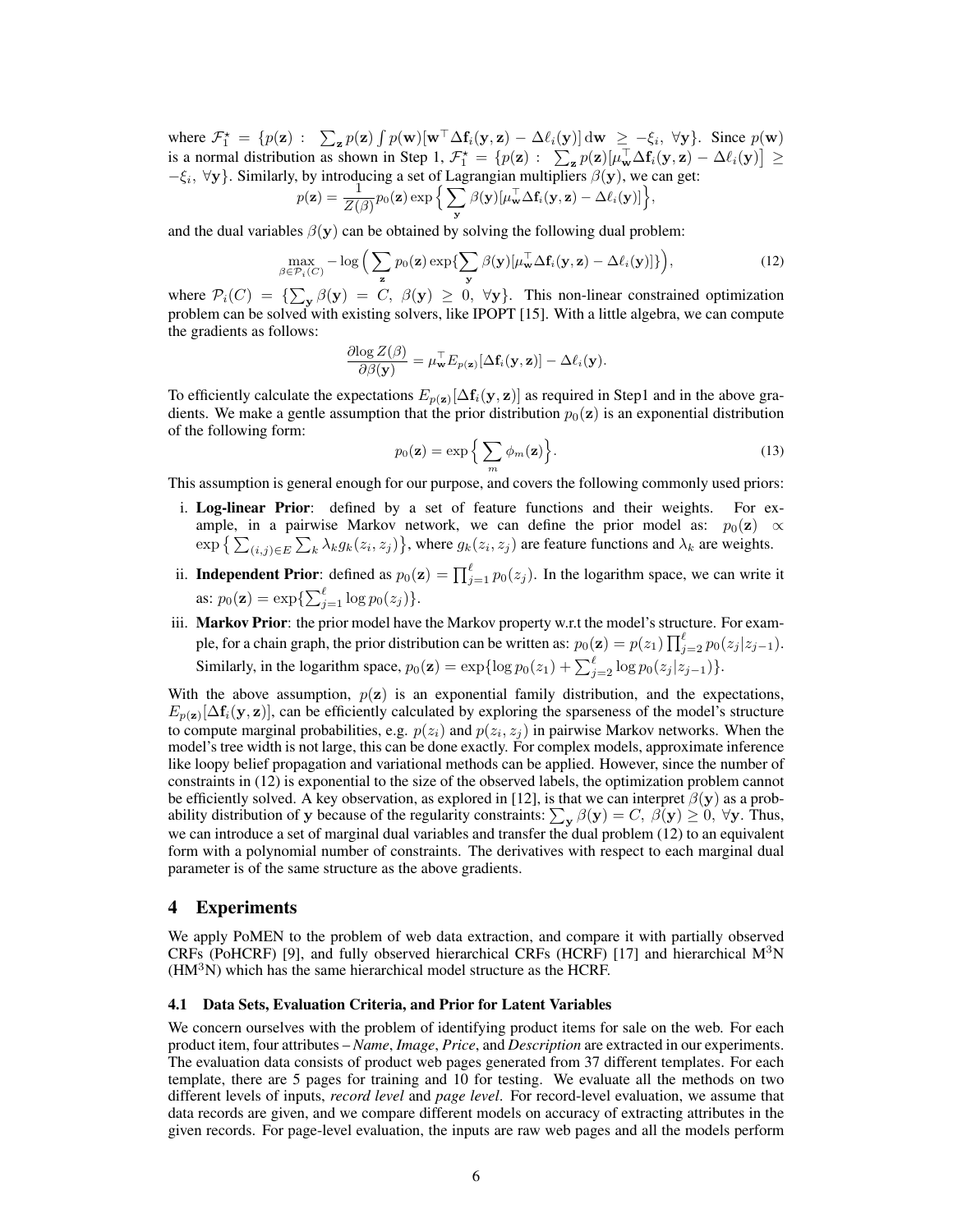where $\mathcal{F}_1^\star = \{p(\mathbf{z}) : \sum_{\mathbf{z}} p(\mathbf{z}) \int p(\mathbf{w})[\mathbf{w}^\top \Delta \mathbf{f}_i(\mathbf{y}, \mathbf{z}) - \Delta \ell_i(\mathbf{y})] \, \mathrm{d}\mathbf{w} \geq -\xi_i, \ \forall \mathbf{y}\}$. Since $p(\mathbf{w})$ is a normal distribution as shown in Step 1, $\mathcal{F}_1^\star = \{p(\mathbf{z}) : \sum_{\mathbf{z}} p(\mathbf{z})[\mu_{\mathbf{w}}^\top \Delta \mathbf{f}_i(\mathbf{y}, \mathbf{z}) - \Delta \ell_i(\mathbf{y})] \geq -\xi_i, \ \forall \mathbf{y}\}$. Similarly, by introducing a set of Lagrangian multipliers $\beta(\mathbf{y})$, we can get:

$$p(\mathbf{z}) = \frac{1}{Z(\beta)} p_0(\mathbf{z}) \exp\Big\{ \sum_{\mathbf{y}} \beta(\mathbf{y})[\mu_{\mathbf{w}}^\top \Delta \mathbf{f}_i(\mathbf{y}, \mathbf{z}) - \Delta \ell_i(\mathbf{y})] \Big\},$$

and the dual variables $\beta(\mathbf{y})$ can be obtained by solving the following dual problem:

$$\max_{\beta \in \mathcal{P}_i(C)} -\log \Big( \sum_{\mathbf{z}} p_0(\mathbf{z}) \exp\{ \sum_{\mathbf{y}} \beta(\mathbf{y})[\mu_{\mathbf{w}}^\top \Delta \mathbf{f}_i(\mathbf{y}, \mathbf{z}) - \Delta \ell_i(\mathbf{y})] \} \Big), \tag{12}$$

where $\mathcal{P}_i(C) = \{ \sum_{\mathbf{y}} \beta(\mathbf{y}) = C, \ \beta(\mathbf{y}) \geq 0, \ \forall \mathbf{y} \}$. This non-linear constrained optimization problem can be solved with existing solvers, like IPOPT [15]. With a little algebra, we can compute the gradients as follows:

$$\frac{\partial \log Z(\beta)}{\partial \beta(\mathbf{y})} = \mu_{\mathbf{w}}^\top E_{p(\mathbf{z})}[\Delta \mathbf{f}_i(\mathbf{y}, \mathbf{z})] - \Delta \ell_i(\mathbf{y}).$$

To efficiently calculate the expectations $E_{p(\mathbf{z})}[\Delta \mathbf{f}_i(\mathbf{y}, \mathbf{z})]$ as required in Step1 and in the above gradients. We make a gentle assumption that the prior distribution $p_0(\mathbf{z})$ is an exponential distribution of the following form:

$$p_0(\mathbf{z}) = \exp\Big\{ \sum_m \phi_m(\mathbf{z}) \Big\}. \tag{13}$$

This assumption is general enough for our purpose, and covers the following commonly used priors:

i. **Log-linear Prior**: defined by a set of feature functions and their weights. For example, in a pairwise Markov network, we can define the prior model as: $p_0(\mathbf{z}) \propto \exp\big\{ \sum_{(i,j) \in E} \sum_k \lambda_k g_k(z_i, z_j) \big\}$, where $g_k(z_i, z_j)$ are feature functions and $\lambda_k$ are weights.

ii. **Independent Prior**: defined as $p_0(\mathbf{z}) = \prod_{j=1}^{\ell} p_0(z_j)$. In the logarithm space, we can write it as: $p_0(\mathbf{z}) = \exp\{ \sum_{j=1}^{\ell} \log p_0(z_j) \}$.

iii. **Markov Prior**: the prior model have the Markov property w.r.t the model's structure. For example, for a chain graph, the prior distribution can be written as: $p_0(\mathbf{z}) = p(z_1) \prod_{j=2}^{\ell} p_0(z_j | z_{j-1})$. Similarly, in the logarithm space, $p_0(\mathbf{z}) = \exp\{ \log p_0(z_1) + \sum_{j=2}^{\ell} \log p_0(z_j | z_{j-1}) \}$.

With the above assumption, $p(\mathbf{z})$ is an exponential family distribution, and the expectations, $E_{p(\mathbf{z})}[\Delta \mathbf{f}_i(\mathbf{y}, \mathbf{z})]$, can be efficiently calculated by exploring the sparseness of the model's structure to compute marginal probabilities, e.g. $p(z_i)$ and $p(z_i, z_j)$ in pairwise Markov networks. When the model's tree width is not large, this can be done exactly. For complex models, approximate inference like loopy belief propagation and variational methods can be applied. However, since the number of constraints in (12) is exponential to the size of the observed labels, the optimization problem cannot be efficiently solved. A key observation, as explored in [12], is that we can interpret $\beta(\mathbf{y})$ as a probability distribution of $\mathbf{y}$ because of the regularity constraints: $\sum_{\mathbf{y}} \beta(\mathbf{y}) = C, \ \beta(\mathbf{y}) \geq 0, \ \forall \mathbf{y}$. Thus, we can introduce a set of marginal dual variables and transfer the dual problem (12) to an equivalent form with a polynomial number of constraints. The derivatives with respect to each marginal dual parameter is of the same structure as the above gradients.

## 4 Experiments

We apply PoMEN to the problem of web data extraction, and compare it with partially observed CRFs (PoHCRF) [9], and fully observed hierarchical CRFs (HCRF) [17] and hierarchical M$^3$N (HM$^3$N) which has the same hierarchical model structure as the HCRF.

### 4.1 Data Sets, Evaluation Criteria, and Prior for Latent Variables

We concern ourselves with the problem of identifying product items for sale on the web. For each product item, four attributes – *Name*, *Image*, *Price*, and *Description* are extracted in our experiments. The evaluation data consists of product web pages generated from 37 different templates. For each template, there are 5 pages for training and 10 for testing. We evaluate all the methods on two different levels of inputs, *record level* and *page level*. For record-level evaluation, we assume that data records are given, and we compare different models on accuracy of extracting attributes in the given records. For page-level evaluation, the inputs are raw web pages and all the models perform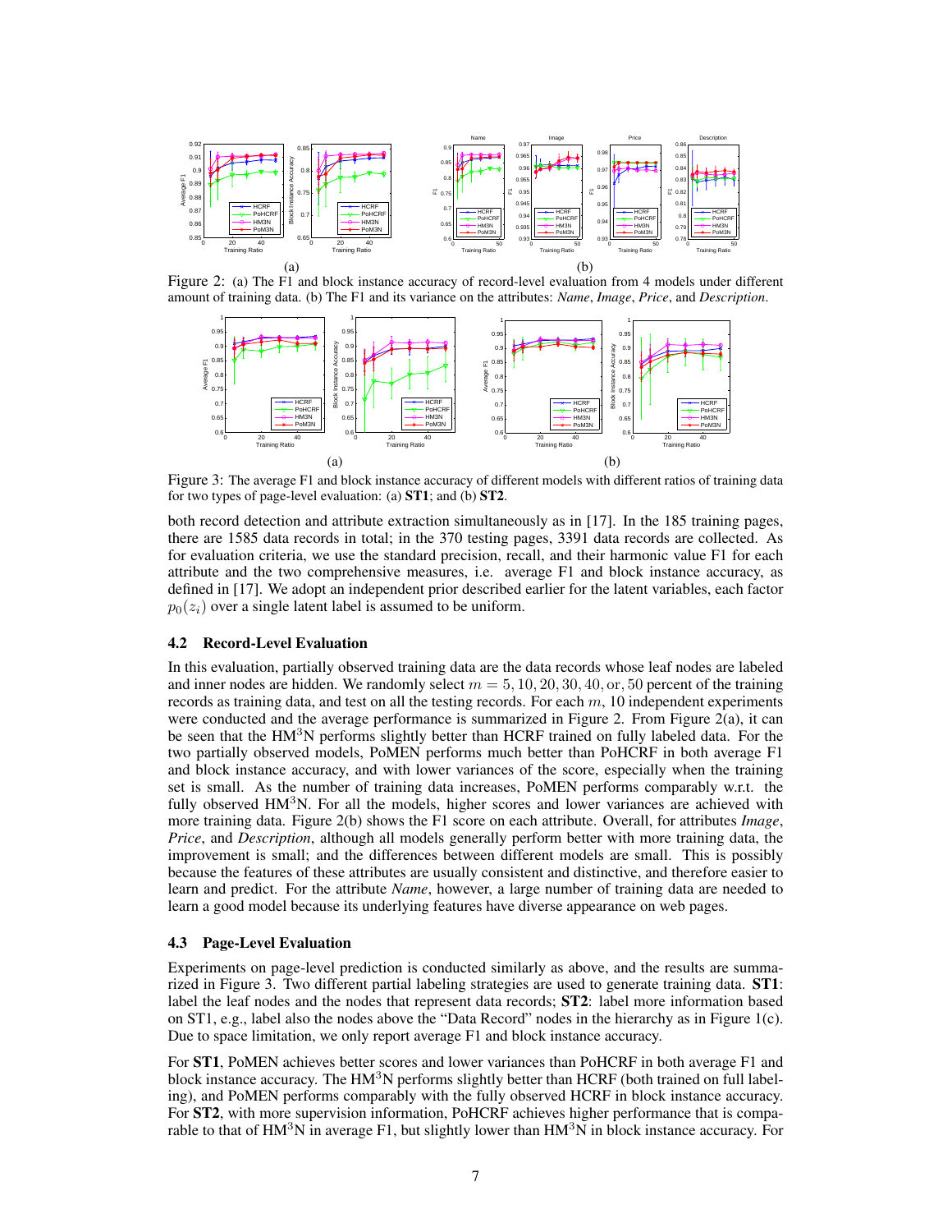Figure 2: (a) The F1 and block instance accuracy of record-level evaluation from 4 models under different amount of training data. (b) The F1 and its variance on the attributes: *Name*, *Image*, *Price*, and *Description*.

Figure 3: The average F1 and block instance accuracy of different models with different ratios of training data for two types of page-level evaluation: (a) **ST1**; and (b) **ST2**.

both record detection and attribute extraction simultaneously as in [17]. In the 185 training pages, there are 1585 data records in total; in the 370 testing pages, 3391 data records are collected. As for evaluation criteria, we use the standard precision, recall, and their harmonic value F1 for each attribute and the two comprehensive measures, i.e. average F1 and block instance accuracy, as defined in [17]. We adopt an independent prior described earlier for the latent variables, each factor $p_0(z_i)$ over a single latent label is assumed to be uniform.

### 4.2 Record-Level Evaluation

In this evaluation, partially observed training data are the data records whose leaf nodes are labeled and inner nodes are hidden. We randomly select $m = 5, 10, 20, 30, 40, \text{or}, 50$ percent of the training records as training data, and test on all the testing records. For each $m$, 10 independent experiments were conducted and the average performance is summarized in Figure 2. From Figure 2(a), it can be seen that the HM$^3$N performs slightly better than HCRF trained on fully labeled data. For the two partially observed models, PoMEN performs much better than PoHCRF in both average F1 and block instance accuracy, and with lower variances of the score, especially when the training set is small. As the number of training data increases, PoMEN performs comparably w.r.t. the fully observed HM$^3$N. For all the models, higher scores and lower variances are achieved with more training data. Figure 2(b) shows the F1 score on each attribute. Overall, for attributes *Image*, *Price*, and *Description*, although all models generally perform better with more training data, the improvement is small; and the differences between different models are small. This is possibly because the features of these attributes are usually consistent and distinctive, and therefore easier to learn and predict. For the attribute *Name*, however, a large number of training data are needed to learn a good model because its underlying features have diverse appearance on web pages.

### 4.3 Page-Level Evaluation

Experiments on page-level prediction is conducted similarly as above, and the results are summarized in Figure 3. Two different partial labeling strategies are used to generate training data. **ST1**: label the leaf nodes and the nodes that represent data records; **ST2**: label more information based on ST1, e.g., label also the nodes above the "Data Record" nodes in the hierarchy as in Figure 1(c). Due to space limitation, we only report average F1 and block instance accuracy.

For **ST1**, PoMEN achieves better scores and lower variances than PoHCRF in both average F1 and block instance accuracy. The HM$^3$N performs slightly better than HCRF (both trained on full labeling), and PoMEN performs comparably with the fully observed HCRF in block instance accuracy. For **ST2**, with more supervision information, PoHCRF achieves higher performance that is comparable to that of HM$^3$N in average F1, but slightly lower than HM$^3$N in block instance accuracy. For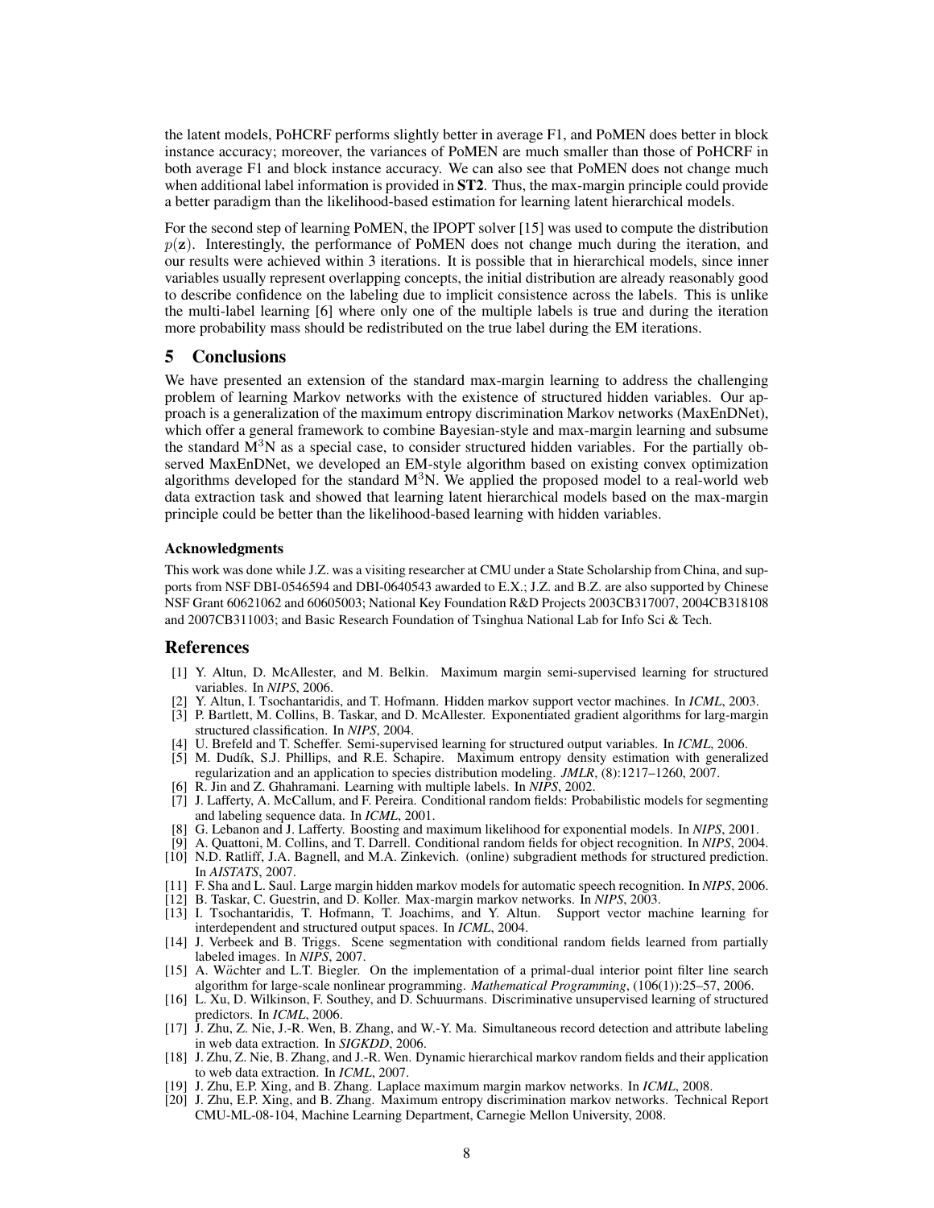the latent models, PoHCRF performs slightly better in average F1, and PoMEN does better in block instance accuracy; moreover, the variances of PoMEN are much smaller than those of PoHCRF in both average F1 and block instance accuracy. We can also see that PoMEN does not change much when additional label information is provided in **ST2**. Thus, the max-margin principle could provide a better paradigm than the likelihood-based estimation for learning latent hierarchical models.

For the second step of learning PoMEN, the IPOPT solver [15] was used to compute the distribution $p(\mathbf{z})$. Interestingly, the performance of PoMEN does not change much during the iteration, and our results were achieved within 3 iterations. It is possible that in hierarchical models, since inner variables usually represent overlapping concepts, the initial distribution are already reasonably good to describe confidence on the labeling due to implicit consistence across the labels. This is unlike the multi-label learning [6] where only one of the multiple labels is true and during the iteration more probability mass should be redistributed on the true label during the EM iterations.

## 5 Conclusions

We have presented an extension of the standard max-margin learning to address the challenging problem of learning Markov networks with the existence of structured hidden variables. Our approach is a generalization of the maximum entropy discrimination Markov networks (MaxEnDNet), which offer a general framework to combine Bayesian-style and max-margin learning and subsume the standard $\text{M}^3\text{N}$ as a special case, to consider structured hidden variables. For the partially observed MaxEnDNet, we developed an EM-style algorithm based on existing convex optimization algorithms developed for the standard $\text{M}^3\text{N}$. We applied the proposed model to a real-world web data extraction task and showed that learning latent hierarchical models based on the max-margin principle could be better than the likelihood-based learning with hidden variables.

### Acknowledgments

This work was done while J.Z. was a visiting researcher at CMU under a State Scholarship from China, and supports from NSF DBI-0546594 and DBI-0640543 awarded to E.X.; J.Z. and B.Z. are also supported by Chinese NSF Grant 60621062 and 60605003; National Key Foundation R&D Projects 2003CB317007, 2004CB318108 and 2007CB311003; and Basic Research Foundation of Tsinghua National Lab for Info Sci & Tech.

## References

[1] Y. Altun, D. McAllester, and M. Belkin. Maximum margin semi-supervised learning for structured variables. In *NIPS*, 2006.

[2] Y. Altun, I. Tsochantaridis, and T. Hofmann. Hidden markov support vector machines. In *ICML*, 2003.

[3] P. Bartlett, M. Collins, B. Taskar, and D. McAllester. Exponentiated gradient algorithms for larg-margin structured classification. In *NIPS*, 2004.

[4] U. Brefeld and T. Scheffer. Semi-supervised learning for structured output variables. In *ICML*, 2006.

[5] M. Dudík, S.J. Phillips, and R.E. Schapire. Maximum entropy density estimation with generalized regularization and an application to species distribution modeling. *JMLR*, (8):1217–1260, 2007.

[6] R. Jin and Z. Ghahramani. Learning with multiple labels. In *NIPS*, 2002.

[7] J. Lafferty, A. McCallum, and F. Pereira. Conditional random fields: Probabilistic models for segmenting and labeling sequence data. In *ICML*, 2001.

[8] G. Lebanon and J. Lafferty. Boosting and maximum likelihood for exponential models. In *NIPS*, 2001.

[9] A. Quattoni, M. Collins, and T. Darrell. Conditional random fields for object recognition. In *NIPS*, 2004.

[10] N.D. Ratliff, J.A. Bagnell, and M.A. Zinkevich. (online) subgradient methods for structured prediction. In *AISTATS*, 2007.

[11] F. Sha and L. Saul. Large margin hidden markov models for automatic speech recognition. In *NIPS*, 2006.

[12] B. Taskar, C. Guestrin, and D. Koller. Max-margin markov networks. In *NIPS*, 2003.

[13] I. Tsochantaridis, T. Hofmann, T. Joachims, and Y. Altun. Support vector machine learning for interdependent and structured output spaces. In *ICML*, 2004.

[14] J. Verbeek and B. Triggs. Scene segmentation with conditional random fields learned from partially labeled images. In *NIPS*, 2007.

[15] A. Wächter and L.T. Biegler. On the implementation of a primal-dual interior point filter line search algorithm for large-scale nonlinear programming. *Mathematical Programming*, (106(1)):25–57, 2006.

[16] L. Xu, D. Wilkinson, F. Southey, and D. Schuurmans. Discriminative unsupervised learning of structured predictors. In *ICML*, 2006.

[17] J. Zhu, Z. Nie, J.-R. Wen, B. Zhang, and W.-Y. Ma. Simultaneous record detection and attribute labeling in web data extraction. In *SIGKDD*, 2006.

[18] J. Zhu, Z. Nie, B. Zhang, and J.-R. Wen. Dynamic hierarchical markov random fields and their application to web data extraction. In *ICML*, 2007.

[19] J. Zhu, E.P. Xing, and B. Zhang. Laplace maximum margin markov networks. In *ICML*, 2008.

[20] J. Zhu, E.P. Xing, and B. Zhang. Maximum entropy discrimination markov networks. Technical Report CMU-ML-08-104, Machine Learning Department, Carnegie Mellon University, 2008.